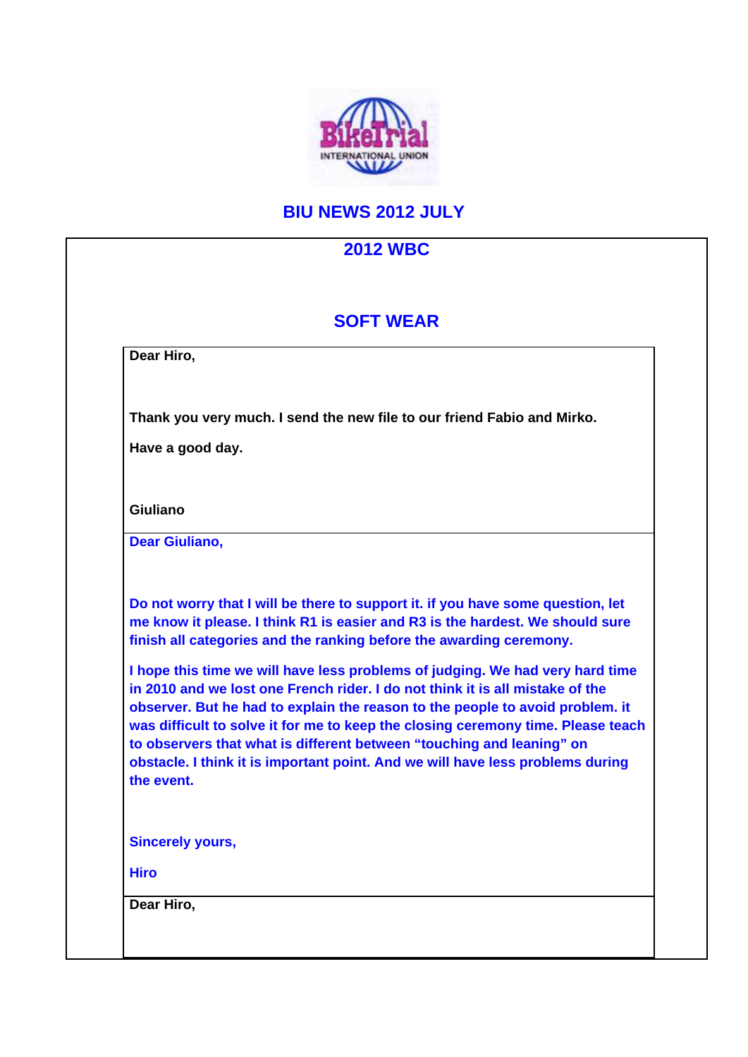# BIU NEWS 2012 JULY

## 2012 WBC

## SOFT WEAR

**Dear Hiro,**

**Thank you very much. I send the new file to our friend Fabio and Mirko.**

**Have a good day.**

**Giuliano**

---

**Dear Giuliano,**

**Do not worry that I will be there to support it. if you have some question, let me know it please. I think R1 is easier and R3 is the hardest. We should sure finish all categories and the ranking before the awarding ceremony.**

**I hope this time we will have less problems of judging. We had very hard time in 2010 and we lost one French rider. I do not think it is all mistake of the observer. But he had to explain the reason to the people to avoid problem. it was difficult to solve it for me to keep the closing ceremony time. Please teach to observers that what is different between "touching and leaning" on obstacle. I think it is important point. And we will have less problems during the event.**

**Sincerely yours,**

**Hiro**

---

**Dear Hiro,**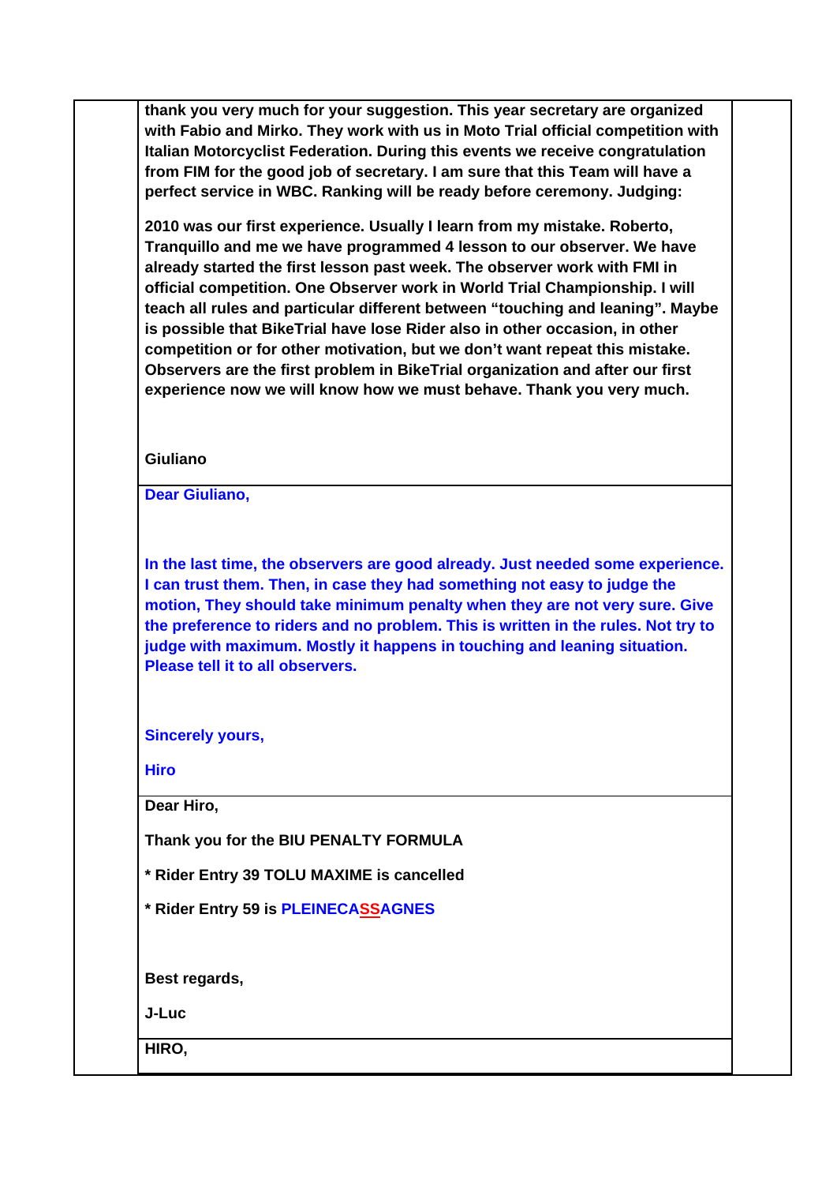**thank you very much for your suggestion. This year secretary are organized with Fabio and Mirko. They work with us in Moto Trial official competition with Italian Motorcyclist Federation. During this events we receive congratulation from FIM for the good job of secretary. I am sure that this Team will have a perfect service in WBC. Ranking will be ready before ceremony. Judging:**

**2010 was our first experience. Usually I learn from my mistake. Roberto, Tranquillo and me we have programmed 4 lesson to our observer. We have already started the first lesson past week. The observer work with FMI in official competition. One Observer work in World Trial Championship. I will teach all rules and particular different between "touching and leaning". Maybe is possible that BikeTrial have lose Rider also in other occasion, in other competition or for other motivation, but we don't want repeat this mistake. Observers are the first problem in BikeTrial organization and after our first experience now we will know how we must behave. Thank you very much.**

**Giuliano**

---

**Dear Giuliano,**

**In the last time, the observers are good already. Just needed some experience. I can trust them. Then, in case they had something not easy to judge the motion, They should take minimum penalty when they are not very sure. Give the preference to riders and no problem. This is written in the rules. Not try to judge with maximum. Mostly it happens in touching and leaning situation. Please tell it to all observers.**

**Sincerely yours,**

**Hiro**

---

**Dear Hiro,**

**Thank you for the BIU PENALTY FORMULA**

**\* Rider Entry 39 TOLU MAXIME is cancelled**

**\* Rider Entry 59 is PLEINECASSAGNES**

**Best regards,**

**J-Luc**

---

**HIRO,**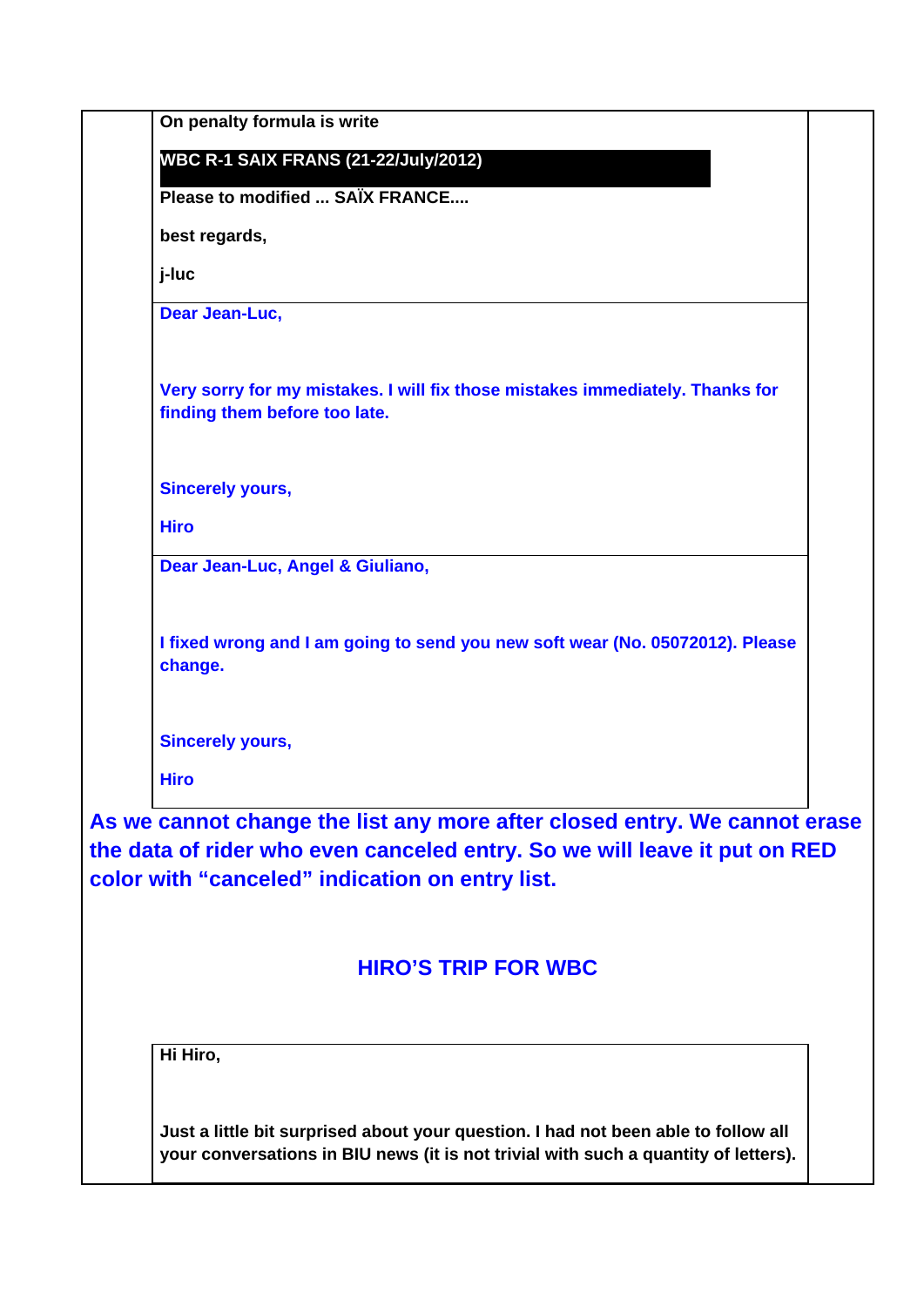**On penalty formula is write**

**WBC R-1 SAIX FRANS (21-22/July/2012)**

**Please to modified ... SAÏX FRANCE....**

**best regards,**

**j-luc**

**Dear Jean-Luc,**

**Very sorry for my mistakes. I will fix those mistakes immediately. Thanks for finding them before too late.**

**Sincerely yours,**

**Hiro**

**Dear Jean-Luc, Angel & Giuliano,**

**I fixed wrong and I am going to send you new soft wear (No. 05072012). Please change.**

**Sincerely yours,**

**Hiro**

**As we cannot change the list any more after closed entry. We cannot erase the data of rider who even canceled entry. So we will leave it put on RED color with "canceled" indication on entry list.**

## HIRO'S TRIP FOR WBC

**Hi Hiro,**

**Just a little bit surprised about your question. I had not been able to follow all your conversations in BIU news (it is not trivial with such a quantity of letters).**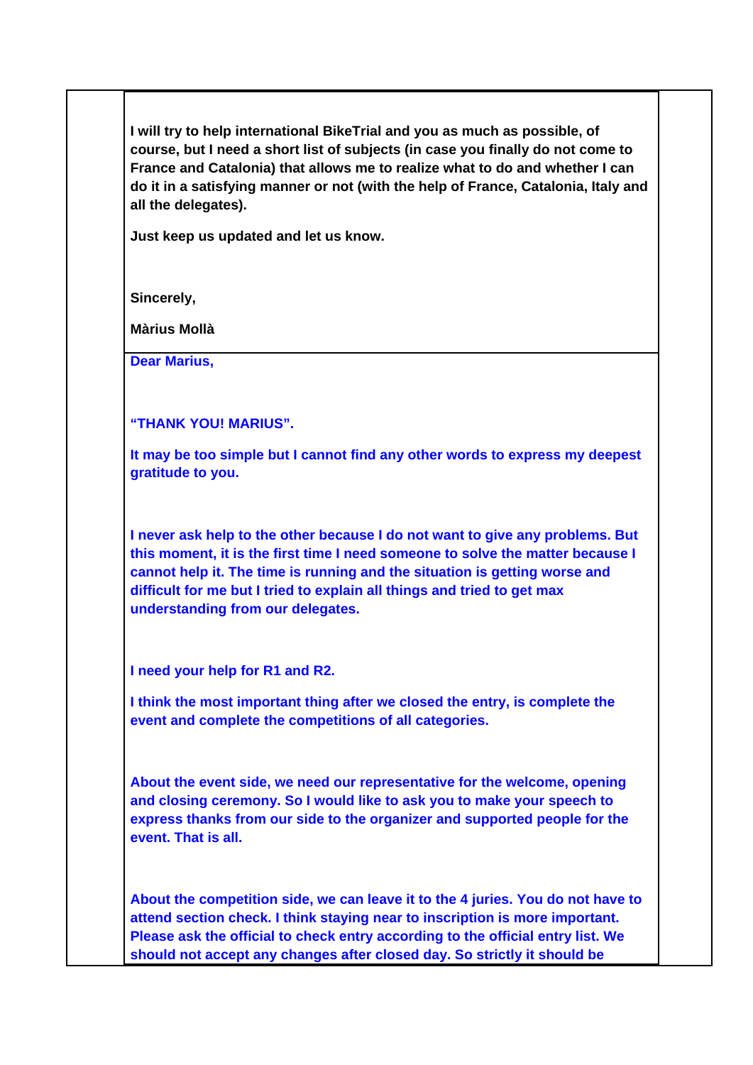**I will try to help international BikeTrial and you as much as possible, of course, but I need a short list of subjects (in case you finally do not come to France and Catalonia) that allows me to realize what to do and whether I can do it in a satisfying manner or not (with the help of France, Catalonia, Italy and all the delegates).**

**Just keep us updated and let us know.**

**Sincerely,**

**Màrius Mollà**

---

**Dear Marius,**

**"THANK YOU! MARIUS".**

**It may be too simple but I cannot find any other words to express my deepest gratitude to you.**

**I never ask help to the other because I do not want to give any problems. But this moment, it is the first time I need someone to solve the matter because I cannot help it. The time is running and the situation is getting worse and difficult for me but I tried to explain all things and tried to get max understanding from our delegates.**

**I need your help for R1 and R2.**

**I think the most important thing after we closed the entry, is complete the event and complete the competitions of all categories.**

**About the event side, we need our representative for the welcome, opening and closing ceremony. So I would like to ask you to make your speech to express thanks from our side to the organizer and supported people for the event. That is all.**

**About the competition side, we can leave it to the 4 juries. You do not have to attend section check. I think staying near to inscription is more important. Please ask the official to check entry according to the official entry list. We should not accept any changes after closed day. So strictly it should be**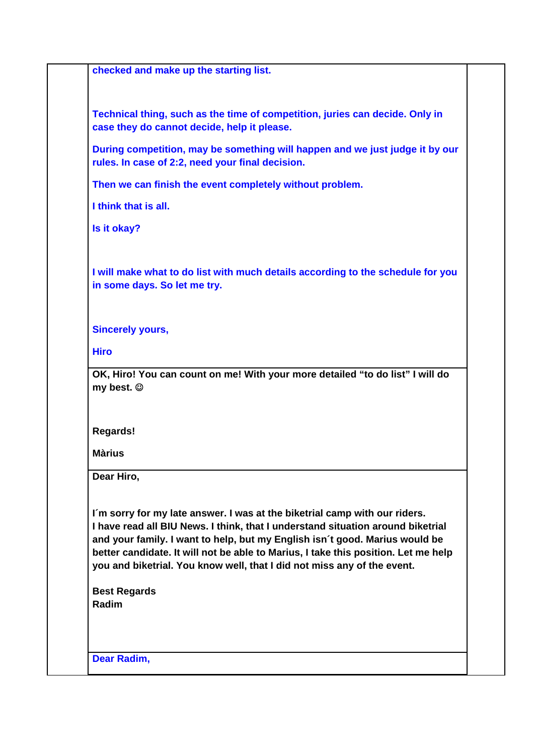**checked and make up the starting list.**

**Technical thing, such as the time of competition, juries can decide. Only in case they do cannot decide, help it please.**

**During competition, may be something will happen and we just judge it by our rules. In case of 2:2, need your final decision.**

**Then we can finish the event completely without problem.**

**I think that is all.**

**Is it okay?**

**I will make what to do list with much details according to the schedule for you in some days. So let me try.**

**Sincerely yours,**

**Hiro**

---

**OK, Hiro! You can count on me! With your more detailed “to do list” I will do my best. ☺**

**Regards!**

**Màrius**

---

**Dear Hiro,**

**I´m sorry for my late answer. I was at the biketrial camp with our riders.**
**I have read all BIU News. I think, that I understand situation around biketrial and your family. I want to help, but my English isn´t good. Marius would be better candidate. It will not be able to Marius, I take this position. Let me help you and biketrial. You know well, that I did not miss any of the event.**

**Best Regards**
**Radim**

---

**Dear Radim,**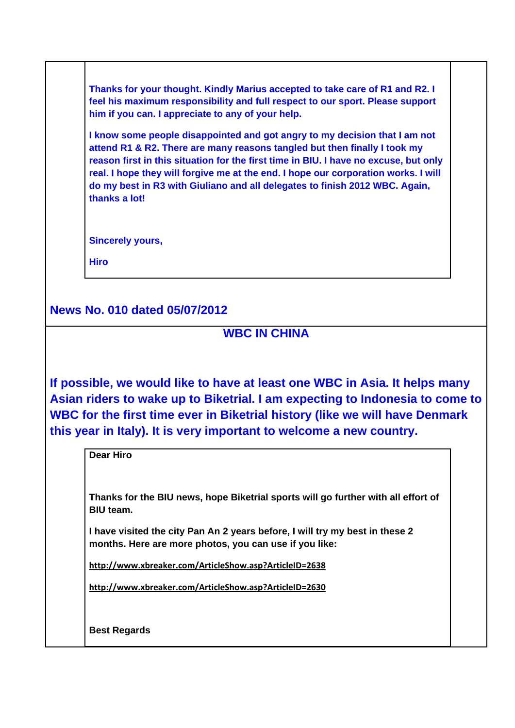**Thanks for your thought. Kindly Marius accepted to take care of R1 and R2. I feel his maximum responsibility and full respect to our sport. Please support him if you can. I appreciate to any of your help.**

**I know some people disappointed and got angry to my decision that I am not attend R1 & R2. There are many reasons tangled but then finally I took my reason first in this situation for the first time in BIU. I have no excuse, but only real. I hope they will forgive me at the end. I hope our corporation works. I will do my best in R3 with Giuliano and all delegates to finish 2012 WBC. Again, thanks a lot!**

**Sincerely yours,**

**Hiro**

## News No. 010 dated 05/07/2012

### WBC IN CHINA

**If possible, we would like to have at least one WBC in Asia. It helps many Asian riders to wake up to Biketrial. I am expecting to Indonesia to come to WBC for the first time ever in Biketrial history (like we will have Denmark this year in Italy). It is very important to welcome a new country.**

**Dear Hiro**

**Thanks for the BIU news, hope Biketrial sports will go further with all effort of BIU team.**

**I have visited the city Pan An 2 years before, I will try my best in these 2 months. Here are more photos, you can use if you like:**

**http://www.xbreaker.com/ArticleShow.asp?ArticleID=2638**

**http://www.xbreaker.com/ArticleShow.asp?ArticleID=2630**

**Best Regards**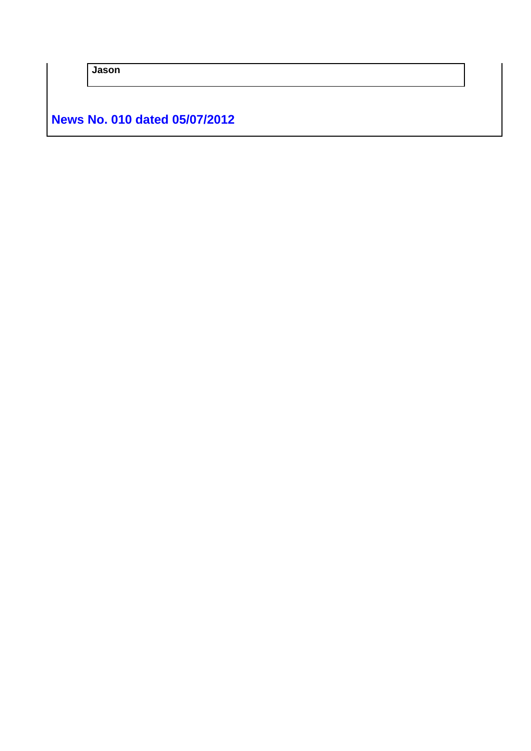**Jason**

**News No. 010 dated 05/07/2012**